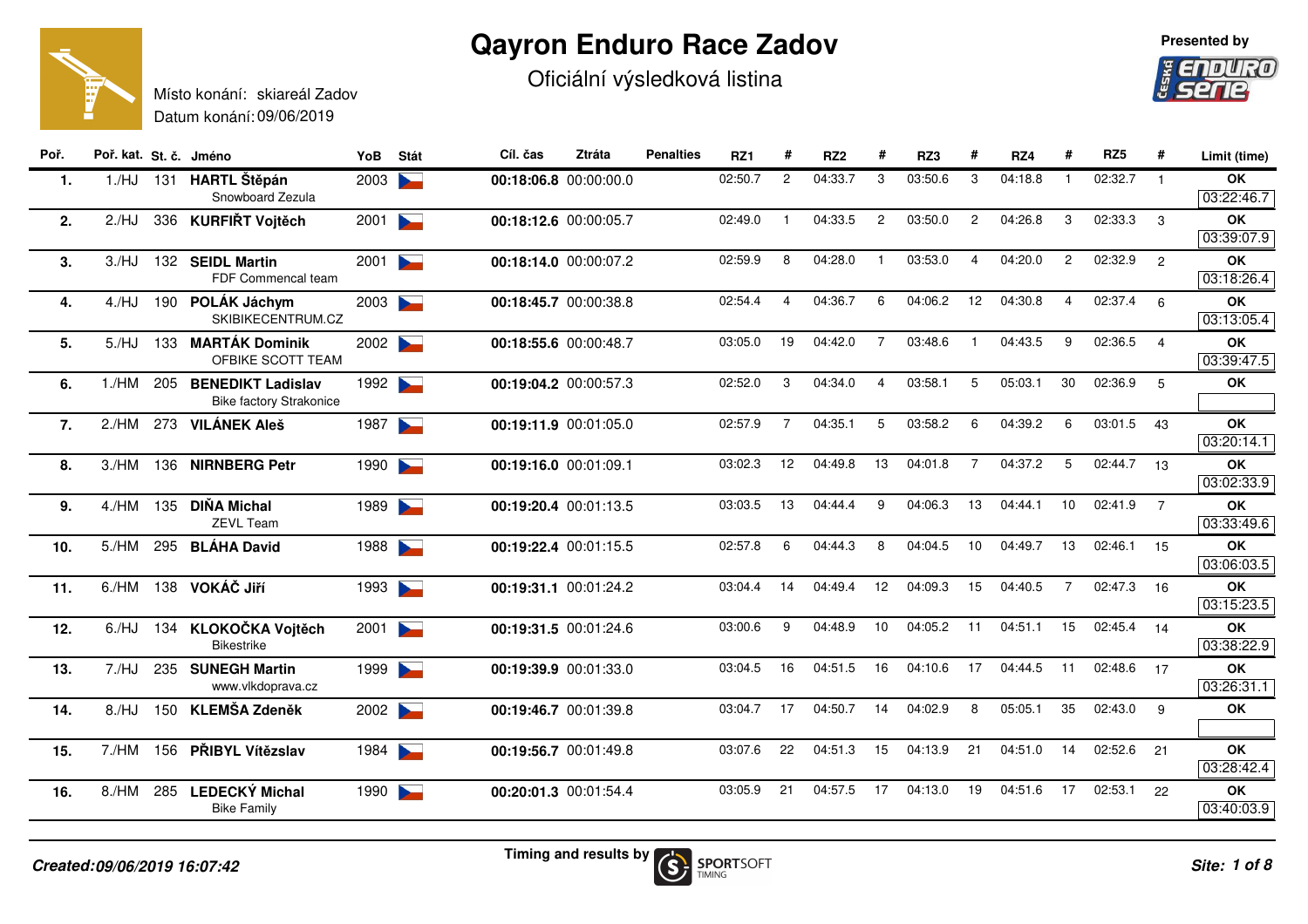# Qayron Enduro Race Zadov

Oficiální výsledková listina

Presented by

Místo konání: skiareál Zadov
Datum konání: 09/06/2019

| Poř. | Poř. kat. | St. č. | Jméno | YoB | Stát | Cíl. čas | Ztráta | Penalties | RZ1 | # | RZ2 | # | RZ3 | # | RZ4 | # | RZ5 | # | Limit (time) |
|---|---|---|---|---|---|---|---|---|---|---|---|---|---|---|---|---|---|---|---|
| 1. | 1./HJ | 131 | **HARTL Štěpán** Snowboard Zezula | 2003 | | **00:18:06.8** | 00:00:00.0 | | 02:50.7 | 2 | 04:33.7 | 3 | 03:50.6 | 3 | 04:18.8 | 1 | 02:32.7 | 1 | **OK** 03:22:46.7 |
| 2. | 2./HJ | 336 | **KURFIŘT Vojtěch** | 2001 | | **00:18:12.6** | 00:00:05.7 | | 02:49.0 | 1 | 04:33.5 | 2 | 03:50.0 | 2 | 04:26.8 | 3 | 02:33.3 | 3 | **OK** 03:39:07.9 |
| 3. | 3./HJ | 132 | **SEIDL Martin** FDF Commencal team | 2001 | | **00:18:14.0** | 00:00:07.2 | | 02:59.9 | 8 | 04:28.0 | 1 | 03:53.0 | 4 | 04:20.0 | 2 | 02:32.9 | 2 | **OK** 03:18:26.4 |
| 4. | 4./HJ | 190 | **POLÁK Jáchym** SKIBIKECENTRUM.CZ | 2003 | | **00:18:45.7** | 00:00:38.8 | | 02:54.4 | 4 | 04:36.7 | 6 | 04:06.2 | 12 | 04:30.8 | 4 | 02:37.4 | 6 | **OK** 03:13:05.4 |
| 5. | 5./HJ | 133 | **MARTÁK Dominik** OFBIKE SCOTT TEAM | 2002 | | **00:18:55.6** | 00:00:48.7 | | 03:05.0 | 19 | 04:42.0 | 7 | 03:48.6 | 1 | 04:43.5 | 9 | 02:36.5 | 4 | **OK** 03:39:47.5 |
| 6. | 1./HM | 205 | **BENEDIKT Ladislav** Bike factory Strakonice | 1992 | | **00:19:04.2** | 00:00:57.3 | | 02:52.0 | 3 | 04:34.0 | 4 | 03:58.1 | 5 | 05:03.1 | 30 | 02:36.9 | 5 | **OK** |
| 7. | 2./HM | 273 | **VILÁNEK Aleš** | 1987 | | **00:19:11.9** | 00:01:05.0 | | 02:57.9 | 7 | 04:35.1 | 5 | 03:58.2 | 6 | 04:39.2 | 6 | 03:01.5 | 43 | **OK** 03:20:14.1 |
| 8. | 3./HM | 136 | **NIRNBERG Petr** | 1990 | | **00:19:16.0** | 00:01:09.1 | | 03:02.3 | 12 | 04:49.8 | 13 | 04:01.8 | 7 | 04:37.2 | 5 | 02:44.7 | 13 | **OK** 03:02:33.9 |
| 9. | 4./HM | 135 | **DIŇA Michal** ZEVL Team | 1989 | | **00:19:20.4** | 00:01:13.5 | | 03:03.5 | 13 | 04:44.4 | 9 | 04:06.3 | 13 | 04:44.1 | 10 | 02:41.9 | 7 | **OK** 03:33:49.6 |
| 10. | 5./HM | 295 | **BLÁHA David** | 1988 | | **00:19:22.4** | 00:01:15.5 | | 02:57.8 | 6 | 04:44.3 | 8 | 04:04.5 | 10 | 04:49.7 | 13 | 02:46.1 | 15 | **OK** 03:06:03.5 |
| 11. | 6./HM | 138 | **VOKÁČ Jiří** | 1993 | | **00:19:31.1** | 00:01:24.2 | | 03:04.4 | 14 | 04:49.4 | 12 | 04:09.3 | 15 | 04:40.5 | 7 | 02:47.3 | 16 | **OK** 03:15:23.5 |
| 12. | 6./HJ | 134 | **KLOKOČKA Vojtěch** Bikestrike | 2001 | | **00:19:31.5** | 00:01:24.6 | | 03:00.6 | 9 | 04:48.9 | 10 | 04:05.2 | 11 | 04:51.1 | 15 | 02:45.4 | 14 | **OK** 03:38:22.9 |
| 13. | 7./HJ | 235 | **SUNEGH Martin** www.vlkdoprava.cz | 1999 | | **00:19:39.9** | 00:01:33.0 | | 03:04.5 | 16 | 04:51.5 | 16 | 04:10.6 | 17 | 04:44.5 | 11 | 02:48.6 | 17 | **OK** 03:26:31.1 |
| 14. | 8./HJ | 150 | **KLEMŠA Zdeněk** | 2002 | | **00:19:46.7** | 00:01:39.8 | | 03:04.7 | 17 | 04:50.7 | 14 | 04:02.9 | 8 | 05:05.1 | 35 | 02:43.0 | 9 | **OK** |
| 15. | 7./HM | 156 | **PŘIBYL Vítězslav** | 1984 | | **00:19:56.7** | 00:01:49.8 | | 03:07.6 | 22 | 04:51.3 | 15 | 04:13.9 | 21 | 04:51.0 | 14 | 02:52.6 | 21 | **OK** 03:28:42.4 |
| 16. | 8./HM | 285 | **LEDECKÝ Michal** Bike Family | 1990 | | **00:20:01.3** | 00:01:54.4 | | 03:05.9 | 21 | 04:57.5 | 17 | 04:13.0 | 19 | 04:51.6 | 17 | 02:53.1 | 22 | **OK** 03:40:03.9 |

*Created:09/06/2019 16:07:42*

Timing and results by SPORTSOFT TIMING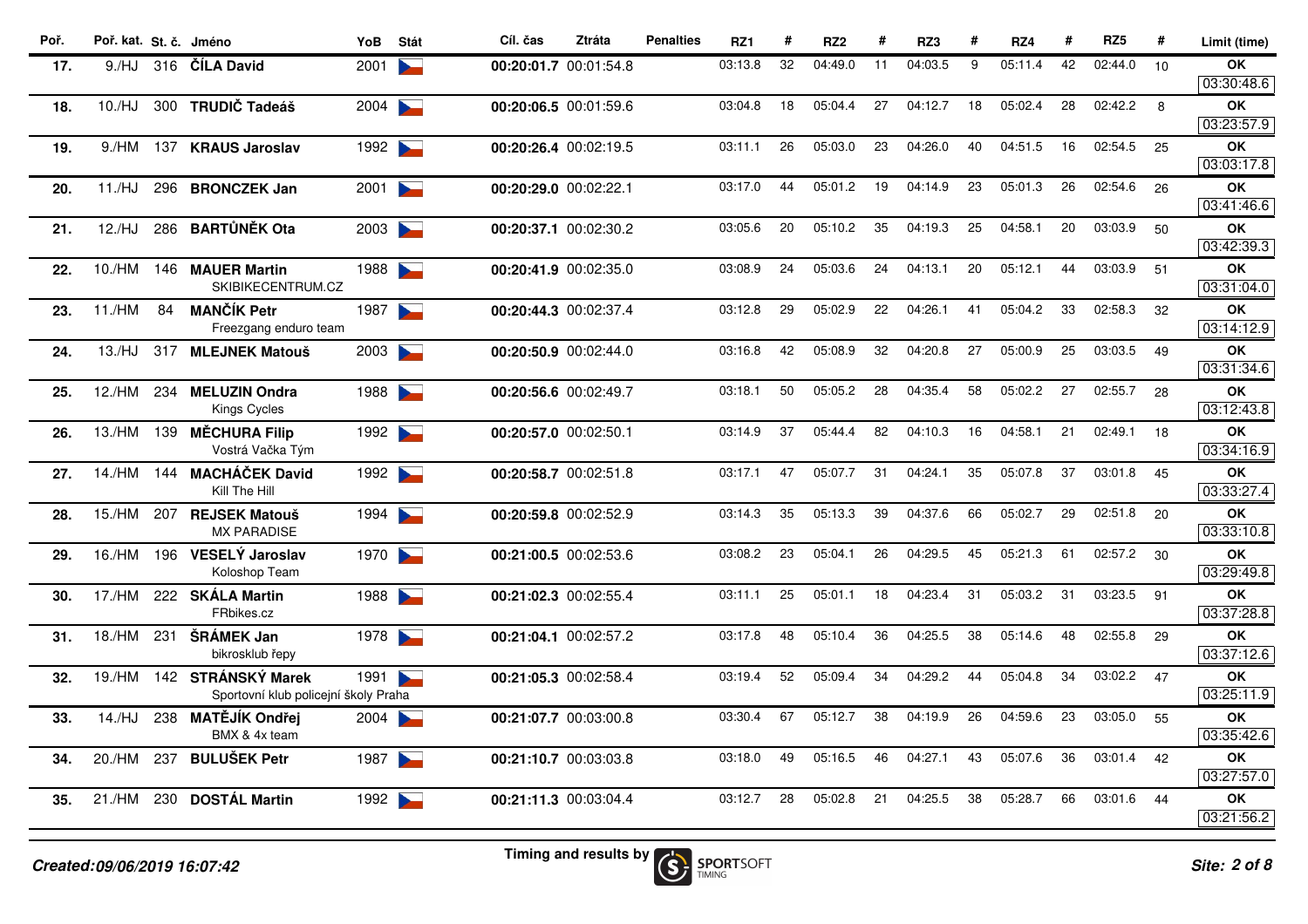| Poř. | Poř. kat. | St. č. | Jméno | YoB | Stát | Cíl. čas | Ztráta | Penalties | RZ1 | # | RZ2 | # | RZ3 | # | RZ4 | # | RZ5 | # | Limit (time) |
|---|---|---|---|---|---|---|---|---|---|---|---|---|---|---|---|---|---|---|---|
| 17. | 9./HJ | 316 | **ČÍLA David** | 2001 | CZE | **00:20:01.7** | 00:01:54.8 | | 03:13.8 | 32 | 04:49.0 | 11 | 04:03.5 | 9 | 05:11.4 | 42 | 02:44.0 | 10 | **OK** 03:30:48.6 |
| 18. | 10./HJ | 300 | **TRUDIČ Tadeáš** | 2004 | CZE | **00:20:06.5** | 00:01:59.6 | | 03:04.8 | 18 | 05:04.4 | 27 | 04:12.7 | 18 | 05:02.4 | 28 | 02:42.2 | 8 | **OK** 03:23:57.9 |
| 19. | 9./HM | 137 | **KRAUS Jaroslav** | 1992 | CZE | **00:20:26.4** | 00:02:19.5 | | 03:11.1 | 26 | 05:03.0 | 23 | 04:26.0 | 40 | 04:51.5 | 16 | 02:54.5 | 25 | **OK** 03:03:17.8 |
| 20. | 11./HJ | 296 | **BRONCZEK Jan** | 2001 | CZE | **00:20:29.0** | 00:02:22.1 | | 03:17.0 | 44 | 05:01.2 | 19 | 04:14.9 | 23 | 05:01.3 | 26 | 02:54.6 | 26 | **OK** 03:41:46.6 |
| 21. | 12./HJ | 286 | **BARTŮNĚK Ota** | 2003 | CZE | **00:20:37.1** | 00:02:30.2 | | 03:05.6 | 20 | 05:10.2 | 35 | 04:19.3 | 25 | 04:58.1 | 20 | 03:03.9 | 50 | **OK** 03:42:39.3 |
| 22. | 10./HM | 146 | **MAUER Martin** SKIBIKECENTRUM.CZ | 1988 | CZE | **00:20:41.9** | 00:02:35.0 | | 03:08.9 | 24 | 05:03.6 | 24 | 04:13.1 | 20 | 05:12.1 | 44 | 03:03.9 | 51 | **OK** 03:31:04.0 |
| 23. | 11./HM | 84 | **MANČÍK Petr** Freezgang enduro team | 1987 | CZE | **00:20:44.3** | 00:02:37.4 | | 03:12.8 | 29 | 05:02.9 | 22 | 04:26.1 | 41 | 05:04.2 | 33 | 02:58.3 | 32 | **OK** 03:14:12.9 |
| 24. | 13./HJ | 317 | **MLEJNEK Matouš** | 2003 | CZE | **00:20:50.9** | 00:02:44.0 | | 03:16.8 | 42 | 05:08.9 | 32 | 04:20.8 | 27 | 05:00.9 | 25 | 03:03.5 | 49 | **OK** 03:31:34.6 |
| 25. | 12./HM | 234 | **MELUZIN Ondra** Kings Cycles | 1988 | CZE | **00:20:56.6** | 00:02:49.7 | | 03:18.1 | 50 | 05:05.2 | 28 | 04:35.4 | 58 | 05:02.2 | 27 | 02:55.7 | 28 | **OK** 03:12:43.8 |
| 26. | 13./HM | 139 | **MĚCHURA Filip** Vostrá Vačka Tým | 1992 | CZE | **00:20:57.0** | 00:02:50.1 | | 03:14.9 | 37 | 05:44.4 | 82 | 04:10.3 | 16 | 04:58.1 | 21 | 02:49.1 | 18 | **OK** 03:34:16.9 |
| 27. | 14./HM | 144 | **MACHÁČEK David** Kill The Hill | 1992 | CZE | **00:20:58.7** | 00:02:51.8 | | 03:17.1 | 47 | 05:07.7 | 31 | 04:24.1 | 35 | 05:07.8 | 37 | 03:01.8 | 45 | **OK** 03:33:27.4 |
| 28. | 15./HM | 207 | **REJSEK Matouš** MX PARADISE | 1994 | CZE | **00:20:59.8** | 00:02:52.9 | | 03:14.3 | 35 | 05:13.3 | 39 | 04:37.6 | 66 | 05:02.7 | 29 | 02:51.8 | 20 | **OK** 03:33:10.8 |
| 29. | 16./HM | 196 | **VESELÝ Jaroslav** Koloshop Team | 1970 | CZE | **00:21:00.5** | 00:02:53.6 | | 03:08.2 | 23 | 05:04.1 | 26 | 04:29.5 | 45 | 05:21.3 | 61 | 02:57.2 | 30 | **OK** 03:29:49.8 |
| 30. | 17./HM | 222 | **SKÁLA Martin** FRbikes.cz | 1988 | CZE | **00:21:02.3** | 00:02:55.4 | | 03:11.1 | 25 | 05:01.1 | 18 | 04:23.4 | 31 | 05:03.2 | 31 | 03:23.5 | 91 | **OK** 03:37:28.8 |
| 31. | 18./HM | 231 | **ŠRÁMEK Jan** bikrosklub řepy | 1978 | CZE | **00:21:04.1** | 00:02:57.2 | | 03:17.8 | 48 | 05:10.4 | 36 | 04:25.5 | 38 | 05:14.6 | 48 | 02:55.8 | 29 | **OK** 03:37:12.6 |
| 32. | 19./HM | 142 | **STRÁNSKÝ Marek** Sportovní klub policejní školy Praha | 1991 | CZE | **00:21:05.3** | 00:02:58.4 | | 03:19.4 | 52 | 05:09.4 | 34 | 04:29.2 | 44 | 05:04.8 | 34 | 03:02.2 | 47 | **OK** 03:25:11.9 |
| 33. | 14./HJ | 238 | **MATĚJÍK Ondřej** BMX & 4x team | 2004 | CZE | **00:21:07.7** | 00:03:00.8 | | 03:30.4 | 67 | 05:12.7 | 38 | 04:19.9 | 26 | 04:59.6 | 23 | 03:05.0 | 55 | **OK** 03:35:42.6 |
| 34. | 20./HM | 237 | **BULUŠEK Petr** | 1987 | CZE | **00:21:10.7** | 00:03:03.8 | | 03:18.0 | 49 | 05:16.5 | 46 | 04:27.1 | 43 | 05:07.6 | 36 | 03:01.4 | 42 | **OK** 03:27:57.0 |
| 35. | 21./HM | 230 | **DOSTÁL Martin** | 1992 | CZE | **00:21:11.3** | 00:03:04.4 | | 03:12.7 | 28 | 05:02.8 | 21 | 04:25.5 | 38 | 05:28.7 | 66 | 03:01.6 | 44 | **OK** 03:21:56.2 |

*Created:09/06/2019 16:07:42*

Timing and results by SPORTSOFT TIMING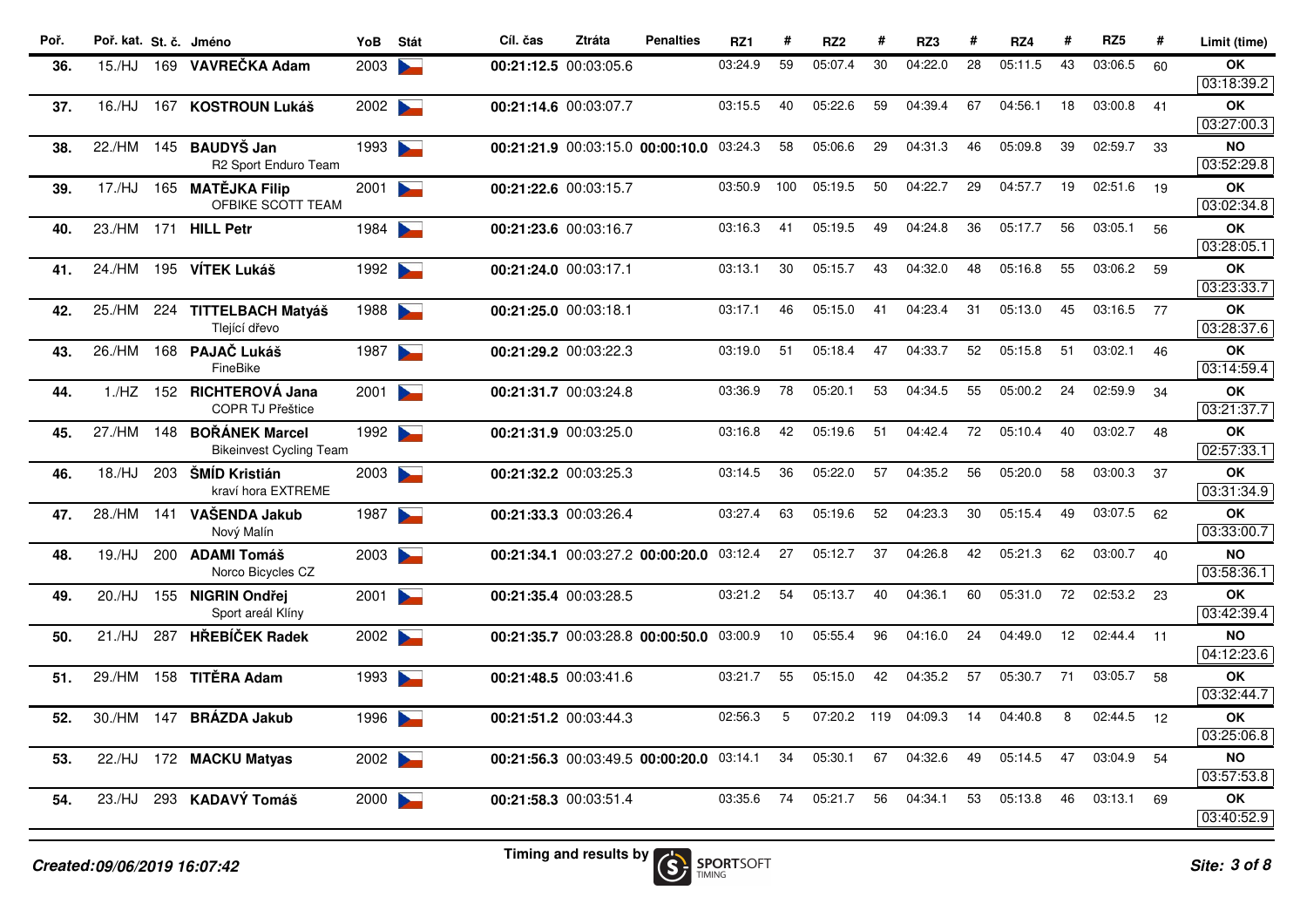| Poř. | Poř. kat. | St. č. | Jméno | YoB | Stát | Cíl. čas | Ztráta | Penalties | RZ1 | # | RZ2 | # | RZ3 | # | RZ4 | # | RZ5 | # | Limit (time) |
|---|---|---|---|---|---|---|---|---|---|---|---|---|---|---|---|---|---|---|---|
| **36.** | 15./HJ | 169 | **VAVREČKA Adam** | 2003 | | **00:21:12.5** | 00:03:05.6 | | 03:24.9 | 59 | 05:07.4 | 30 | 04:22.0 | 28 | 05:11.5 | 43 | 03:06.5 | 60 | **OK** 03:18:39.2 |
| **37.** | 16./HJ | 167 | **KOSTROUN Lukáš** | 2002 | | **00:21:14.6** | 00:03:07.7 | | 03:15.5 | 40 | 05:22.6 | 59 | 04:39.4 | 67 | 04:56.1 | 18 | 03:00.8 | 41 | **OK** 03:27:00.3 |
| **38.** | 22./HM | 145 | **BAUDYŠ Jan** R2 Sport Enduro Team | 1993 | | **00:21:21.9** | 00:03:15.0 | **00:00:10.0** | 03:24.3 | 58 | 05:06.6 | 29 | 04:31.3 | 46 | 05:09.8 | 39 | 02:59.7 | 33 | **NO** 03:52:29.8 |
| **39.** | 17./HJ | 165 | **MATĚJKA Filip** OFBIKE SCOTT TEAM | 2001 | | **00:21:22.6** | 00:03:15.7 | | 03:50.9 | 100 | 05:19.5 | 50 | 04:22.7 | 29 | 04:57.7 | 19 | 02:51.6 | 19 | **OK** 03:02:34.8 |
| **40.** | 23./HM | 171 | **HILL Petr** | 1984 | | **00:21:23.6** | 00:03:16.7 | | 03:16.3 | 41 | 05:19.5 | 49 | 04:24.8 | 36 | 05:17.7 | 56 | 03:05.1 | 56 | **OK** 03:28:05.1 |
| **41.** | 24./HM | 195 | **VÍTEK Lukáš** | 1992 | | **00:21:24.0** | 00:03:17.1 | | 03:13.1 | 30 | 05:15.7 | 43 | 04:32.0 | 48 | 05:16.8 | 55 | 03:06.2 | 59 | **OK** 03:23:33.7 |
| **42.** | 25./HM | 224 | **TITTELBACH Matyáš** Tlející dřevo | 1988 | | **00:21:25.0** | 00:03:18.1 | | 03:17.1 | 46 | 05:15.0 | 41 | 04:23.4 | 31 | 05:13.0 | 45 | 03:16.5 | 77 | **OK** 03:28:37.6 |
| **43.** | 26./HM | 168 | **PAJAČ Lukáš** FineBike | 1987 | | **00:21:29.2** | 00:03:22.3 | | 03:19.0 | 51 | 05:18.4 | 47 | 04:33.7 | 52 | 05:15.8 | 51 | 03:02.1 | 46 | **OK** 03:14:59.4 |
| **44.** | 1./HZ | 152 | **RICHTEROVÁ Jana** COPR TJ Přeštice | 2001 | | **00:21:31.7** | 00:03:24.8 | | 03:36.9 | 78 | 05:20.1 | 53 | 04:34.5 | 55 | 05:00.2 | 24 | 02:59.9 | 34 | **OK** 03:21:37.7 |
| **45.** | 27./HM | 148 | **BOŘÁNEK Marcel** Bikeinvest Cycling Team | 1992 | | **00:21:31.9** | 00:03:25.0 | | 03:16.8 | 42 | 05:19.6 | 51 | 04:42.4 | 72 | 05:10.4 | 40 | 03:02.7 | 48 | **OK** 02:57:33.1 |
| **46.** | 18./HJ | 203 | **ŠMÍD Kristián** kraví hora EXTREME | 2003 | | **00:21:32.2** | 00:03:25.3 | | 03:14.5 | 36 | 05:22.0 | 57 | 04:35.2 | 56 | 05:20.0 | 58 | 03:00.3 | 37 | **OK** 03:31:34.9 |
| **47.** | 28./HM | 141 | **VAŠENDA Jakub** Nový Malín | 1987 | | **00:21:33.3** | 00:03:26.4 | | 03:27.4 | 63 | 05:19.6 | 52 | 04:23.3 | 30 | 05:15.4 | 49 | 03:07.5 | 62 | **OK** 03:33:00.7 |
| **48.** | 19./HJ | 200 | **ADAMI Tomáš** Norco Bicycles CZ | 2003 | | **00:21:34.1** | 00:03:27.2 | **00:00:20.0** | 03:12.4 | 27 | 05:12.7 | 37 | 04:26.8 | 42 | 05:21.3 | 62 | 03:00.7 | 40 | **NO** 03:58:36.1 |
| **49.** | 20./HJ | 155 | **NIGRIN Ondřej** Sport areál Klíny | 2001 | | **00:21:35.4** | 00:03:28.5 | | 03:21.2 | 54 | 05:13.7 | 40 | 04:36.1 | 60 | 05:31.0 | 72 | 02:53.2 | 23 | **OK** 03:42:39.4 |
| **50.** | 21./HJ | 287 | **HŘEBÍČEK Radek** | 2002 | | **00:21:35.7** | 00:03:28.8 | **00:00:50.0** | 03:00.9 | 10 | 05:55.4 | 96 | 04:16.0 | 24 | 04:49.0 | 12 | 02:44.4 | 11 | **NO** 04:12:23.6 |
| **51.** | 29./HM | 158 | **TITĚRA Adam** | 1993 | | **00:21:48.5** | 00:03:41.6 | | 03:21.7 | 55 | 05:15.0 | 42 | 04:35.2 | 57 | 05:30.7 | 71 | 03:05.7 | 58 | **OK** 03:32:44.7 |
| **52.** | 30./HM | 147 | **BRÁZDA Jakub** | 1996 | | **00:21:51.2** | 00:03:44.3 | | 02:56.3 | 5 | 07:20.2 | 119 | 04:09.3 | 14 | 04:40.8 | 8 | 02:44.5 | 12 | **OK** 03:25:06.8 |
| **53.** | 22./HJ | 172 | **MACKU Matyas** | 2002 | | **00:21:56.3** | 00:03:49.5 | **00:00:20.0** | 03:14.1 | 34 | 05:30.1 | 67 | 04:32.6 | 49 | 05:14.5 | 47 | 03:04.9 | 54 | **NO** 03:57:53.8 |
| **54.** | 23./HJ | 293 | **KADAVÝ Tomáš** | 2000 | | **00:21:58.3** | 00:03:51.4 | | 03:35.6 | 74 | 05:21.7 | 56 | 04:34.1 | 53 | 05:13.8 | 46 | 03:13.1 | 69 | **OK** 03:40:52.9 |

*Created:09/06/2019 16:07:42*

Timing and results by SPORTSOFT TIMING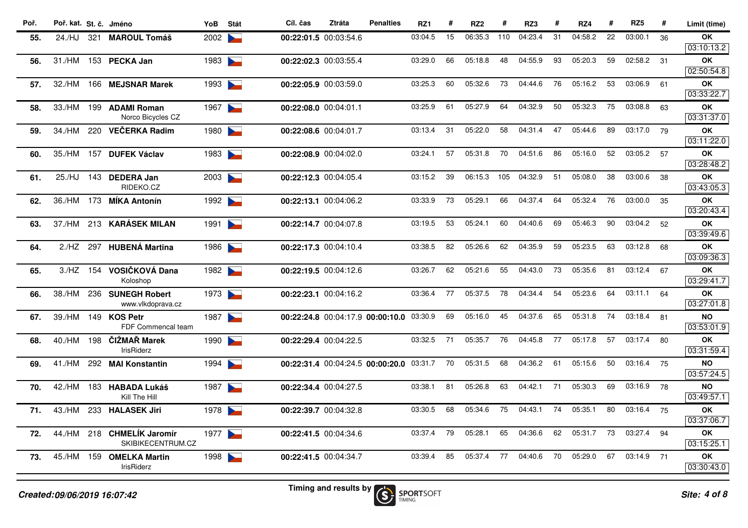| Poř. | Poř. kat. | St. č. | Jméno | YoB | Stát | Cíl. čas | Ztráta | Penalties | RZ1 | # | RZ2 | # | RZ3 | # | RZ4 | # | RZ5 | # | Limit (time) |
|---|---|---|---|---|---|---|---|---|---|---|---|---|---|---|---|---|---|---|---|
| 55. | 24./HJ | 321 | **MAROUL Tomáš** | 2002 | | **00:22:01.5** | 00:03:54.6 | | 03:04.5 | 15 | 06:35.3 | 110 | 04:23.4 | 31 | 04:58.2 | 22 | 03:00.1 | 36 | **OK** 03:10:13.2 |
| 56. | 31./HM | 153 | **PECKA Jan** | 1983 | | **00:22:02.3** | 00:03:55.4 | | 03:29.0 | 66 | 05:18.8 | 48 | 04:55.9 | 93 | 05:20.3 | 59 | 02:58.2 | 31 | **OK** 02:50:54.8 |
| 57. | 32./HM | 166 | **MEJSNAR Marek** | 1993 | | **00:22:05.9** | 00:03:59.0 | | 03:25.3 | 60 | 05:32.6 | 73 | 04:44.6 | 76 | 05:16.2 | 53 | 03:06.9 | 61 | **OK** 03:33:22.7 |
| 58. | 33./HM | 199 | **ADAMI Roman** Norco Bicycles CZ | 1967 | | **00:22:08.0** | 00:04:01.1 | | 03:25.9 | 61 | 05:27.9 | 64 | 04:32.9 | 50 | 05:32.3 | 75 | 03:08.8 | 63 | **OK** 03:31:37.0 |
| 59. | 34./HM | 220 | **VEČERKA Radim** | 1980 | | **00:22:08.6** | 00:04:01.7 | | 03:13.4 | 31 | 05:22.0 | 58 | 04:31.4 | 47 | 05:44.6 | 89 | 03:17.0 | 79 | **OK** 03:11:22.0 |
| 60. | 35./HM | 157 | **DUFEK Václav** | 1983 | | **00:22:08.9** | 00:04:02.0 | | 03:24.1 | 57 | 05:31.8 | 70 | 04:51.6 | 86 | 05:16.0 | 52 | 03:05.2 | 57 | **OK** 03:28:48.2 |
| 61. | 25./HJ | 143 | **DEDERA Jan** RIDEKO.CZ | 2003 | | **00:22:12.3** | 00:04:05.4 | | 03:15.2 | 39 | 06:15.3 | 105 | 04:32.9 | 51 | 05:08.0 | 38 | 03:00.6 | 38 | **OK** 03:43:05.3 |
| 62. | 36./HM | 173 | **MÍKA Antonín** | 1992 | | **00:22:13.1** | 00:04:06.2 | | 03:33.9 | 73 | 05:29.1 | 66 | 04:37.4 | 64 | 05:32.4 | 76 | 03:00.0 | 35 | **OK** 03:20:43.4 |
| 63. | 37./HM | 213 | **KARÁSEK MILAN** | 1991 | | **00:22:14.7** | 00:04:07.8 | | 03:19.5 | 53 | 05:24.1 | 60 | 04:40.6 | 69 | 05:46.3 | 90 | 03:04.2 | 52 | **OK** 03:39:49.6 |
| 64. | 2./HZ | 297 | **HUBENÁ Martina** | 1986 | | **00:22:17.3** | 00:04:10.4 | | 03:38.5 | 82 | 05:26.6 | 62 | 04:35.9 | 59 | 05:23.5 | 63 | 03:12.8 | 68 | **OK** 03:09:36.3 |
| 65. | 3./HZ | 154 | **VOSIČKOVÁ Dana** Koloshop | 1982 | | **00:22:19.5** | 00:04:12.6 | | 03:26.7 | 62 | 05:21.6 | 55 | 04:43.0 | 73 | 05:35.6 | 81 | 03:12.4 | 67 | **OK** 03:29:41.7 |
| 66. | 38./HM | 236 | **SUNEGH Robert** www.vlkdoprava.cz | 1973 | | **00:22:23.1** | 00:04:16.2 | | 03:36.4 | 77 | 05:37.5 | 78 | 04:34.4 | 54 | 05:23.6 | 64 | 03:11.1 | 64 | **OK** 03:27:01.8 |
| 67. | 39./HM | 149 | **KOS Petr** FDF Commencal team | 1987 | | **00:22:24.8** | 00:04:17.9 | **00:00:10.0** | 03:30.9 | 69 | 05:16.0 | 45 | 04:37.6 | 65 | 05:31.8 | 74 | 03:18.4 | 81 | **NO** 03:53:01.9 |
| 68. | 40./HM | 198 | **ČIŽMAŘ Marek** IrisRiderz | 1990 | | **00:22:29.4** | 00:04:22.5 | | 03:32.5 | 71 | 05:35.7 | 76 | 04:45.8 | 77 | 05:17.8 | 57 | 03:17.4 | 80 | **OK** 03:31:59.4 |
| 69. | 41./HM | 292 | **MAI Konstantin** | 1994 | | **00:22:31.4** | 00:04:24.5 | **00:00:20.0** | 03:31.7 | 70 | 05:31.5 | 68 | 04:36.2 | 61 | 05:15.6 | 50 | 03:16.4 | 75 | **NO** 03:57:24.5 |
| 70. | 42./HM | 183 | **HABADA Lukáš** Kill The Hill | 1987 | | **00:22:34.4** | 00:04:27.5 | | 03:38.1 | 81 | 05:26.8 | 63 | 04:42.1 | 71 | 05:30.3 | 69 | 03:16.9 | 78 | **NO** 03:49:57.1 |
| 71. | 43./HM | 233 | **HALASEK Jiri** | 1978 | | **00:22:39.7** | 00:04:32.8 | | 03:30.5 | 68 | 05:34.6 | 75 | 04:43.1 | 74 | 05:35.1 | 80 | 03:16.4 | 75 | **OK** 03:37:06.7 |
| 72. | 44./HM | 218 | **CHMELÍK Jaromír** SKIBIKECENTRUM.CZ | 1977 | | **00:22:41.5** | 00:04:34.6 | | 03:37.4 | 79 | 05:28.1 | 65 | 04:36.6 | 62 | 05:31.7 | 73 | 03:27.4 | 94 | **OK** 03:15:25.1 |
| 73. | 45./HM | 159 | **OMELKA Martin** IrisRiderz | 1998 | | **00:22:41.5** | 00:04:34.7 | | 03:39.4 | 85 | 05:37.4 | 77 | 04:40.6 | 70 | 05:29.0 | 67 | 03:14.9 | 71 | **OK** 03:30:43.0 |

*Created:09/06/2019 16:07:42*

Timing and results by SPORTSOFT TIMING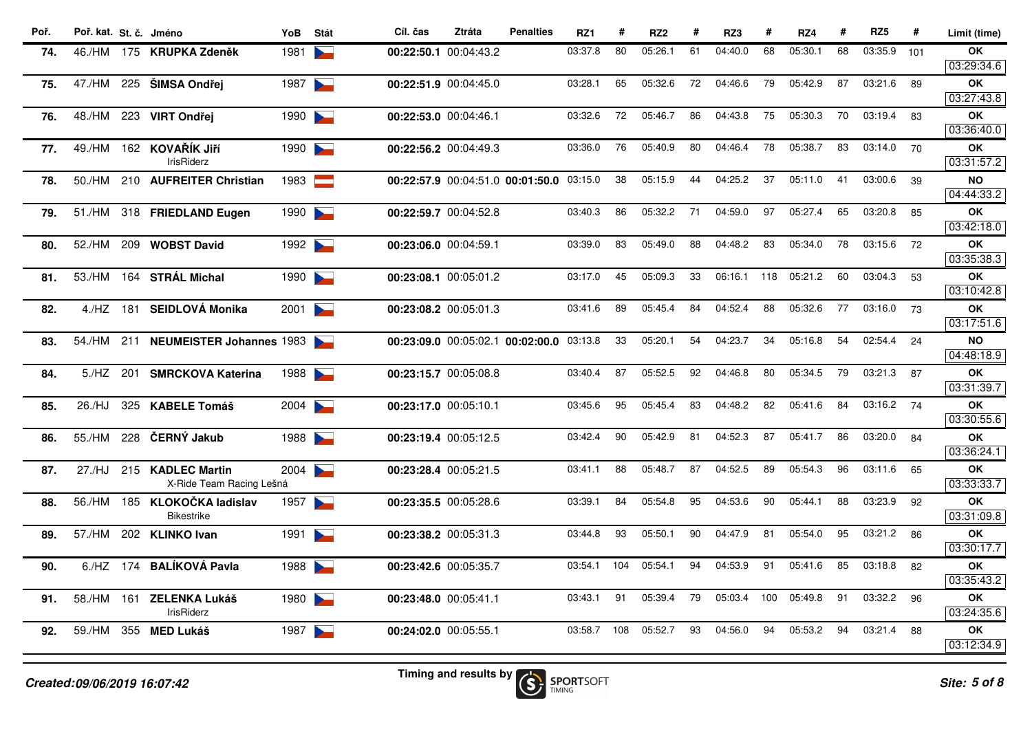| Poř. | Poř. kat. | St. č. | Jméno | YoB | Stát | Cíl. čas | Ztráta | Penalties | RZ1 | # | RZ2 | # | RZ3 | # | RZ4 | # | RZ5 | # | Limit (time) |
|---|---|---|---|---|---|---|---|---|---|---|---|---|---|---|---|---|---|---|---|
| **74.** | 46./HM | 175 | **KRUPKA Zdeněk** | 1981 | | **00:22:50.1** | 00:04:43.2 | | 03:37.8 | 80 | 05:26.1 | 61 | 04:40.0 | 68 | 05:30.1 | 68 | 03:35.9 | 101 | **OK** 03:29:34.6 |
| **75.** | 47./HM | 225 | **ŠIMSA Ondřej** | 1987 | | **00:22:51.9** | 00:04:45.0 | | 03:28.1 | 65 | 05:32.6 | 72 | 04:46.6 | 79 | 05:42.9 | 87 | 03:21.6 | 89 | **OK** 03:27:43.8 |
| **76.** | 48./HM | 223 | **VIRT Ondřej** | 1990 | | **00:22:53.0** | 00:04:46.1 | | 03:32.6 | 72 | 05:46.7 | 86 | 04:43.8 | 75 | 05:30.3 | 70 | 03:19.4 | 83 | **OK** 03:36:40.0 |
| **77.** | 49./HM | 162 | **KOVAŘÍK Jiří** IrisRiderz | 1990 | | **00:22:56.2** | 00:04:49.3 | | 03:36.0 | 76 | 05:40.9 | 80 | 04:46.4 | 78 | 05:38.7 | 83 | 03:14.0 | 70 | **OK** 03:31:57.2 |
| **78.** | 50./HM | 210 | **AUFREITER Christian** | 1983 | | **00:22:57.9** | 00:04:51.0 | **00:01:50.0** | 03:15.0 | 38 | 05:15.9 | 44 | 04:25.2 | 37 | 05:11.0 | 41 | 03:00.6 | 39 | **NO** 04:44:33.2 |
| **79.** | 51./HM | 318 | **FRIEDLAND Eugen** | 1990 | | **00:22:59.7** | 00:04:52.8 | | 03:40.3 | 86 | 05:32.2 | 71 | 04:59.0 | 97 | 05:27.4 | 65 | 03:20.8 | 85 | **OK** 03:42:18.0 |
| **80.** | 52./HM | 209 | **WOBST David** | 1992 | | **00:23:06.0** | 00:04:59.1 | | 03:39.0 | 83 | 05:49.0 | 88 | 04:48.2 | 83 | 05:34.0 | 78 | 03:15.6 | 72 | **OK** 03:35:38.3 |
| **81.** | 53./HM | 164 | **STRÁL Michal** | 1990 | | **00:23:08.1** | 00:05:01.2 | | 03:17.0 | 45 | 05:09.3 | 33 | 06:16.1 | 118 | 05:21.2 | 60 | 03:04.3 | 53 | **OK** 03:10:42.8 |
| **82.** | 4./HZ | 181 | **SEIDLOVÁ Monika** | 2001 | | **00:23:08.2** | 00:05:01.3 | | 03:41.6 | 89 | 05:45.4 | 84 | 04:52.4 | 88 | 05:32.6 | 77 | 03:16.0 | 73 | **OK** 03:17:51.6 |
| **83.** | 54./HM | 211 | **NEUMEISTER Johannes** | 1983 | | **00:23:09.0** | 00:05:02.1 | **00:02:00.0** | 03:13.8 | 33 | 05:20.1 | 54 | 04:23.7 | 34 | 05:16.8 | 54 | 02:54.4 | 24 | **NO** 04:48:18.9 |
| **84.** | 5./HZ | 201 | **SMRCKOVA Katerina** | 1988 | | **00:23:15.7** | 00:05:08.8 | | 03:40.4 | 87 | 05:52.5 | 92 | 04:46.8 | 80 | 05:34.5 | 79 | 03:21.3 | 87 | **OK** 03:31:39.7 |
| **85.** | 26./HJ | 325 | **KABELE Tomáš** | 2004 | | **00:23:17.0** | 00:05:10.1 | | 03:45.6 | 95 | 05:45.4 | 83 | 04:48.2 | 82 | 05:41.6 | 84 | 03:16.2 | 74 | **OK** 03:30:55.6 |
| **86.** | 55./HM | 228 | **ČERNÝ Jakub** | 1988 | | **00:23:19.4** | 00:05:12.5 | | 03:42.4 | 90 | 05:42.9 | 81 | 04:52.3 | 87 | 05:41.7 | 86 | 03:20.0 | 84 | **OK** 03:36:24.1 |
| **87.** | 27./HJ | 215 | **KADLEC Martin** X-Ride Team Racing Lešná | 2004 | | **00:23:28.4** | 00:05:21.5 | | 03:41.1 | 88 | 05:48.7 | 87 | 04:52.5 | 89 | 05:54.3 | 96 | 03:11.6 | 65 | **OK** 03:33:33.7 |
| **88.** | 56./HM | 185 | **KLOKOČKA ladislav** Bikestrike | 1957 | | **00:23:35.5** | 00:05:28.6 | | 03:39.1 | 84 | 05:54.8 | 95 | 04:53.6 | 90 | 05:44.1 | 88 | 03:23.9 | 92 | **OK** 03:31:09.8 |
| **89.** | 57./HM | 202 | **KLINKO Ivan** | 1991 | | **00:23:38.2** | 00:05:31.3 | | 03:44.8 | 93 | 05:50.1 | 90 | 04:47.9 | 81 | 05:54.0 | 95 | 03:21.2 | 86 | **OK** 03:30:17.7 |
| **90.** | 6./HZ | 174 | **BALÍKOVÁ Pavla** | 1988 | | **00:23:42.6** | 00:05:35.7 | | 03:54.1 | 104 | 05:54.1 | 94 | 04:53.9 | 91 | 05:41.6 | 85 | 03:18.8 | 82 | **OK** 03:35:43.2 |
| **91.** | 58./HM | 161 | **ZELENKA Lukáš** IrisRiderz | 1980 | | **00:23:48.0** | 00:05:41.1 | | 03:43.1 | 91 | 05:39.4 | 79 | 05:03.4 | 100 | 05:49.8 | 91 | 03:32.2 | 96 | **OK** 03:24:35.6 |
| **92.** | 59./HM | 355 | **MED Lukáš** | 1987 | | **00:24:02.0** | 00:05:55.1 | | 03:58.7 | 108 | 05:52.7 | 93 | 04:56.0 | 94 | 05:53.2 | 94 | 03:21.4 | 88 | **OK** 03:12:34.9 |

*Created:09/06/2019 16:07:42*

Timing and results by SPORTSOFT TIMING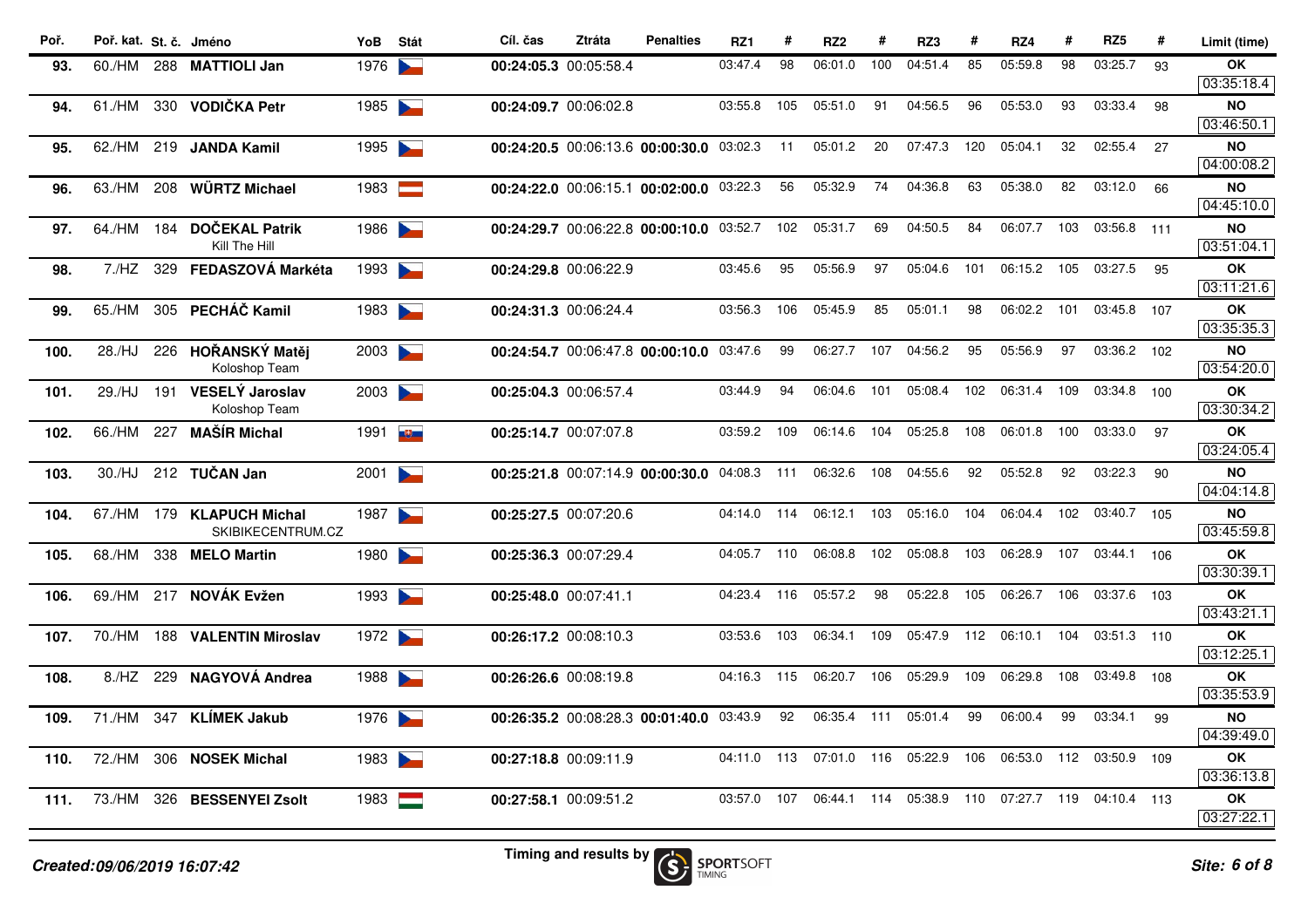| Poř. | Poř. kat. | St. č. | Jméno | YoB | Stát | Cíl. čas | Ztráta | Penalties | RZ1 | # | RZ2 | # | RZ3 | # | RZ4 | # | RZ5 | # | Limit (time) |
|---|---|---|---|---|---|---|---|---|---|---|---|---|---|---|---|---|---|---|---|
| 93. | 60./HM | 288 | **MATTIOLI Jan** | 1976 | | **00:24:05.3** | 00:05:58.4 | | 03:47.4 | 98 | 06:01.0 | 100 | 04:51.4 | 85 | 05:59.8 | 98 | 03:25.7 | 93 | **OK** 03:35:18.4 |
| 94. | 61./HM | 330 | **VODIČKA Petr** | 1985 | | **00:24:09.7** | 00:06:02.8 | | 03:55.8 | 105 | 05:51.0 | 91 | 04:56.5 | 96 | 05:53.0 | 93 | 03:33.4 | 98 | **NO** 03:46:50.1 |
| 95. | 62./HM | 219 | **JANDA Kamil** | 1995 | | **00:24:20.5** | 00:06:13.6 | **00:00:30.0** | 03:02.3 | 11 | 05:01.2 | 20 | 07:47.3 | 120 | 05:04.1 | 32 | 02:55.4 | 27 | **NO** 04:00:08.2 |
| 96. | 63./HM | 208 | **WÜRTZ Michael** | 1983 | | **00:24:22.0** | 00:06:15.1 | **00:02:00.0** | 03:22.3 | 56 | 05:32.9 | 74 | 04:36.8 | 63 | 05:38.0 | 82 | 03:12.0 | 66 | **NO** 04:45:10.0 |
| 97. | 64./HM | 184 | **DOČEKAL Patrik** Kill The Hill | 1986 | | **00:24:29.7** | 00:06:22.8 | **00:00:10.0** | 03:52.7 | 102 | 05:31.7 | 69 | 04:50.5 | 84 | 06:07.7 | 103 | 03:56.8 | 111 | **NO** 03:51:04.1 |
| 98. | 7./HZ | 329 | **FEDASZOVÁ Markéta** | 1993 | | **00:24:29.8** | 00:06:22.9 | | 03:45.6 | 95 | 05:56.9 | 97 | 05:04.6 | 101 | 06:15.2 | 105 | 03:27.5 | 95 | **OK** 03:11:21.6 |
| 99. | 65./HM | 305 | **PECHÁČ Kamil** | 1983 | | **00:24:31.3** | 00:06:24.4 | | 03:56.3 | 106 | 05:45.9 | 85 | 05:01.1 | 98 | 06:02.2 | 101 | 03:45.8 | 107 | **OK** 03:35:35.3 |
| 100. | 28./HJ | 226 | **HOŘANSKÝ Matěj** Koloshop Team | 2003 | | **00:24:54.7** | 00:06:47.8 | **00:00:10.0** | 03:47.6 | 99 | 06:27.7 | 107 | 04:56.2 | 95 | 05:56.9 | 97 | 03:36.2 | 102 | **NO** 03:54:20.0 |
| 101. | 29./HJ | 191 | **VESELÝ Jaroslav** Koloshop Team | 2003 | | **00:25:04.3** | 00:06:57.4 | | 03:44.9 | 94 | 06:04.6 | 101 | 05:08.4 | 102 | 06:31.4 | 109 | 03:34.8 | 100 | **OK** 03:30:34.2 |
| 102. | 66./HM | 227 | **MAŠÍR Michal** | 1991 | | **00:25:14.7** | 00:07:07.8 | | 03:59.2 | 109 | 06:14.6 | 104 | 05:25.8 | 108 | 06:01.8 | 100 | 03:33.0 | 97 | **OK** 03:24:05.4 |
| 103. | 30./HJ | 212 | **TUČAN Jan** | 2001 | | **00:25:21.8** | 00:07:14.9 | **00:00:30.0** | 04:08.3 | 111 | 06:32.6 | 108 | 04:55.6 | 92 | 05:52.8 | 92 | 03:22.3 | 90 | **NO** 04:04:14.8 |
| 104. | 67./HM | 179 | **KLAPUCH Michal** SKIBIKECENTRUM.CZ | 1987 | | **00:25:27.5** | 00:07:20.6 | | 04:14.0 | 114 | 06:12.1 | 103 | 05:16.0 | 104 | 06:04.4 | 102 | 03:40.7 | 105 | **NO** 03:45:59.8 |
| 105. | 68./HM | 338 | **MELO Martin** | 1980 | | **00:25:36.3** | 00:07:29.4 | | 04:05.7 | 110 | 06:08.8 | 102 | 05:08.8 | 103 | 06:28.9 | 107 | 03:44.1 | 106 | **OK** 03:30:39.1 |
| 106. | 69./HM | 217 | **NOVÁK Evžen** | 1993 | | **00:25:48.0** | 00:07:41.1 | | 04:23.4 | 116 | 05:57.2 | 98 | 05:22.8 | 105 | 06:26.7 | 106 | 03:37.6 | 103 | **OK** 03:43:21.1 |
| 107. | 70./HM | 188 | **VALENTIN Miroslav** | 1972 | | **00:26:17.2** | 00:08:10.3 | | 03:53.6 | 103 | 06:34.1 | 109 | 05:47.9 | 112 | 06:10.1 | 104 | 03:51.3 | 110 | **OK** 03:12:25.1 |
| 108. | 8./HZ | 229 | **NAGYOVÁ Andrea** | 1988 | | **00:26:26.6** | 00:08:19.8 | | 04:16.3 | 115 | 06:20.7 | 106 | 05:29.9 | 109 | 06:29.8 | 108 | 03:49.8 | 108 | **OK** 03:35:53.9 |
| 109. | 71./HM | 347 | **KLÍMEK Jakub** | 1976 | | **00:26:35.2** | 00:08:28.3 | **00:01:40.0** | 03:43.9 | 92 | 06:35.4 | 111 | 05:01.4 | 99 | 06:00.4 | 99 | 03:34.1 | 99 | **NO** 04:39:49.0 |
| 110. | 72./HM | 306 | **NOSEK Michal** | 1983 | | **00:27:18.8** | 00:09:11.9 | | 04:11.0 | 113 | 07:01.0 | 116 | 05:22.9 | 106 | 06:53.0 | 112 | 03:50.9 | 109 | **OK** 03:36:13.8 |
| 111. | 73./HM | 326 | **BESSENYEI Zsolt** | 1983 | | **00:27:58.1** | 00:09:51.2 | | 03:57.0 | 107 | 06:44.1 | 114 | 05:38.9 | 110 | 07:27.7 | 119 | 04:10.4 | 113 | **OK** 03:27:22.1 |

*Created:09/06/2019 16:07:42*

Timing and results by SPORTSOFT TIMING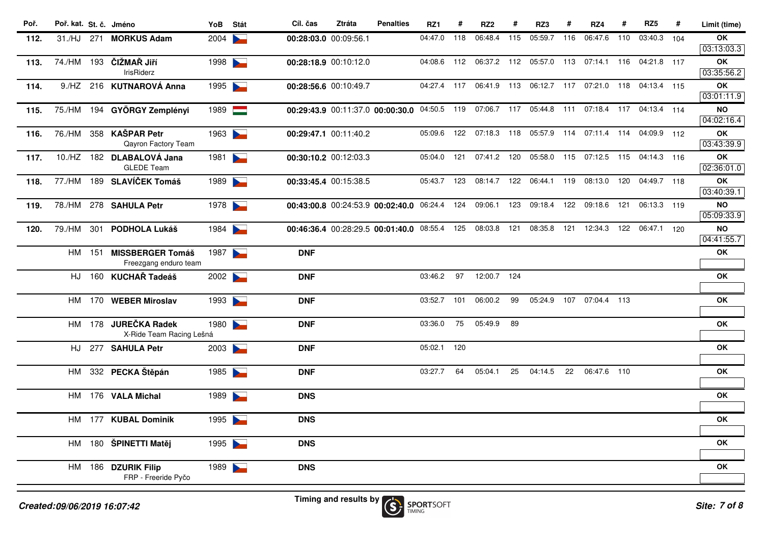| Poř. | Poř. kat. | St. č. | Jméno | YoB | Stát | Cíl. čas | Ztráta | Penalties | RZ1 | # | RZ2 | # | RZ3 | # | RZ4 | # | RZ5 | # | Limit (time) |
|---|---|---|---|---|---|---|---|---|---|---|---|---|---|---|---|---|---|---|---|
| 112. | 31./HJ | 271 | **MORKUS Adam** | 2004 | | **00:28:03.0** | 00:09:56.1 | | 04:47.0 | 118 | 06:48.4 | 115 | 05:59.7 | 116 | 06:47.6 | 110 | 03:40.3 | 104 | **OK** 03:13:03.3 |
| 113. | 74./HM | 193 | **ČIŽMAŘ Jiří** IrisRiderz | 1998 | | **00:28:18.9** | 00:10:12.0 | | 04:08.6 | 112 | 06:37.2 | 112 | 05:57.0 | 113 | 07:14.1 | 116 | 04:21.8 | 117 | **OK** 03:35:56.2 |
| 114. | 9./HZ | 216 | **KUTNAROVÁ Anna** | 1995 | | **00:28:56.6** | 00:10:49.7 | | 04:27.4 | 117 | 06:41.9 | 113 | 06:12.7 | 117 | 07:21.0 | 118 | 04:13.4 | 115 | **OK** 03:01:11.9 |
| 115. | 75./HM | 194 | **GYÖRGY Zemplényi** | 1989 | | **00:29:43.9** | 00:11:37.0 | **00:00:30.0** | 04:50.5 | 119 | 07:06.7 | 117 | 05:44.8 | 111 | 07:18.4 | 117 | 04:13.4 | 114 | **NO** 04:02:16.4 |
| 116. | 76./HM | 358 | **KAŠPAR Petr** Qayron Factory Team | 1963 | | **00:29:47.1** | 00:11:40.2 | | 05:09.6 | 122 | 07:18.3 | 118 | 05:57.9 | 114 | 07:11.4 | 114 | 04:09.9 | 112 | **OK** 03:43:39.9 |
| 117. | 10./HZ | 182 | **DLABALOVÁ Jana** GLEDE Team | 1981 | | **00:30:10.2** | 00:12:03.3 | | 05:04.0 | 121 | 07:41.2 | 120 | 05:58.0 | 115 | 07:12.5 | 115 | 04:14.3 | 116 | **OK** 02:36:01.0 |
| 118. | 77./HM | 189 | **SLAVÍČEK Tomáš** | 1989 | | **00:33:45.4** | 00:15:38.5 | | 05:43.7 | 123 | 08:14.7 | 122 | 06:44.1 | 119 | 08:13.0 | 120 | 04:49.7 | 118 | **OK** 03:40:39.1 |
| 119. | 78./HM | 278 | **SAHULA Petr** | 1978 | | **00:43:00.8** | 00:24:53.9 | **00:02:40.0** | 06:24.4 | 124 | 09:06.1 | 123 | 09:18.4 | 122 | 09:18.6 | 121 | 06:13.3 | 119 | **NO** 05:09:33.9 |
| 120. | 79./HM | 301 | **PODHOLA Lukáš** | 1984 | | **00:46:36.4** | 00:28:29.5 | **00:01:40.0** | 08:55.4 | 125 | 08:03.8 | 121 | 08:35.8 | 121 | 12:34.3 | 122 | 06:47.1 | 120 | **NO** 04:41:55.7 |
| | HM | 151 | **MISSBERGER Tomáš** Freezgang enduro team | 1987 | | **DNF** | | | | | | | | | | | | | **OK** |
| | HJ | 160 | **KUCHAŘ Tadeáš** | 2002 | | **DNF** | | | 03:46.2 | 97 | 12:00.7 | 124 | | | | | | | **OK** |
| | HM | 170 | **WEBER Miroslav** | 1993 | | **DNF** | | | 03:52.7 | 101 | 06:00.2 | 99 | 05:24.9 | 107 | 07:04.4 | 113 | | | **OK** |
| | HM | 178 | **JUREČKA Radek** X-Ride Team Racing Lešná | 1980 | | **DNF** | | | 03:36.0 | 75 | 05:49.9 | 89 | | | | | | | **OK** |
| | HJ | 277 | **SAHULA Petr** | 2003 | | **DNF** | | | 05:02.1 | 120 | | | | | | | | | **OK** |
| | HM | 332 | **PECKA Štěpán** | 1985 | | **DNF** | | | 03:27.7 | 64 | 05:04.1 | 25 | 04:14.5 | 22 | 06:47.6 | 110 | | | **OK** |
| | HM | 176 | **VALA Michal** | 1989 | | **DNS** | | | | | | | | | | | | | **OK** |
| | HM | 177 | **KUBAL Dominik** | 1995 | | **DNS** | | | | | | | | | | | | | **OK** |
| | HM | 180 | **ŠPINETTI Matěj** | 1995 | | **DNS** | | | | | | | | | | | | | **OK** |
| | HM | 186 | **DZURIK Filip** FRP - Freeride Pyčo | 1989 | | **DNS** | | | | | | | | | | | | | **OK** |

*Created:09/06/2019 16:07:42*

Timing and results by SPORTSOFT TIMING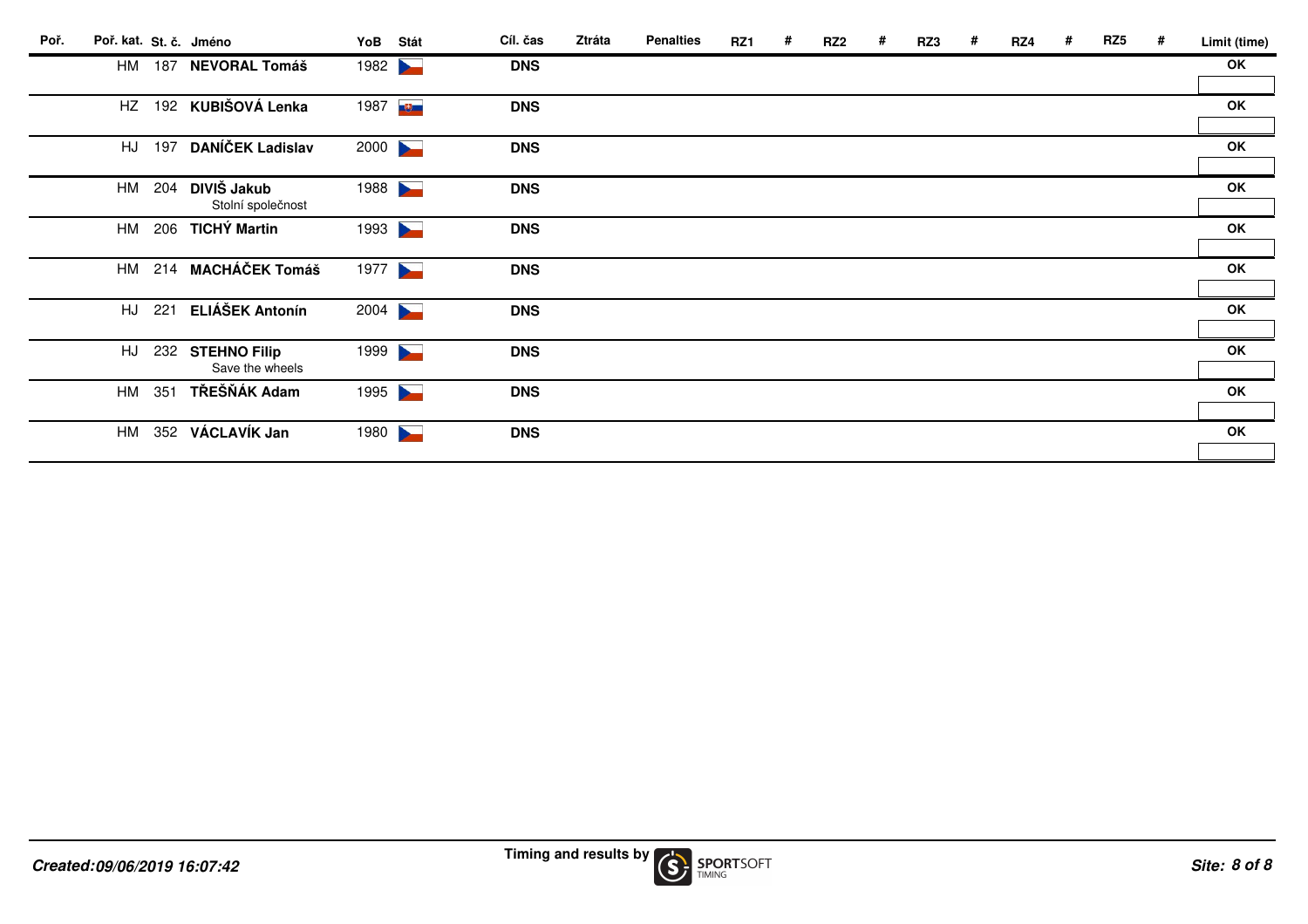| Poř. | Poř. kat. | St. č. | Jméno | YoB | Stát | Cíl. čas | Ztráta | Penalties | RZ1 | # | RZ2 | # | RZ3 | # | RZ4 | # | RZ5 | # | Limit (time) |
|---|---|---|---|---|---|---|---|---|---|---|---|---|---|---|---|---|---|---|---|
| | HM | 187 | **NEVORAL Tomáš** | 1982 | | **DNS** | | | | | | | | | | | | | **OK** |
| | HZ | 192 | **KUBIŠOVÁ Lenka** | 1987 | | **DNS** | | | | | | | | | | | | | **OK** |
| | HJ | 197 | **DANÍČEK Ladislav** | 2000 | | **DNS** | | | | | | | | | | | | | **OK** |
| | HM | 204 | **DIVIŠ Jakub** Stolní společnost | 1988 | | **DNS** | | | | | | | | | | | | | **OK** |
| | HM | 206 | **TICHÝ Martin** | 1993 | | **DNS** | | | | | | | | | | | | | **OK** |
| | HM | 214 | **MACHÁČEK Tomáš** | 1977 | | **DNS** | | | | | | | | | | | | | **OK** |
| | HJ | 221 | **ELIÁŠEK Antonín** | 2004 | | **DNS** | | | | | | | | | | | | | **OK** |
| | HJ | 232 | **STEHNO Filip** Save the wheels | 1999 | | **DNS** | | | | | | | | | | | | | **OK** |
| | HM | 351 | **TŘEŠŇÁK Adam** | 1995 | | **DNS** | | | | | | | | | | | | | **OK** |
| | HM | 352 | **VÁCLAVÍK Jan** | 1980 | | **DNS** | | | | | | | | | | | | | **OK** |

*Created:09/06/2019 16:07:42*

**Timing and results by** SPORTSOFT TIMING